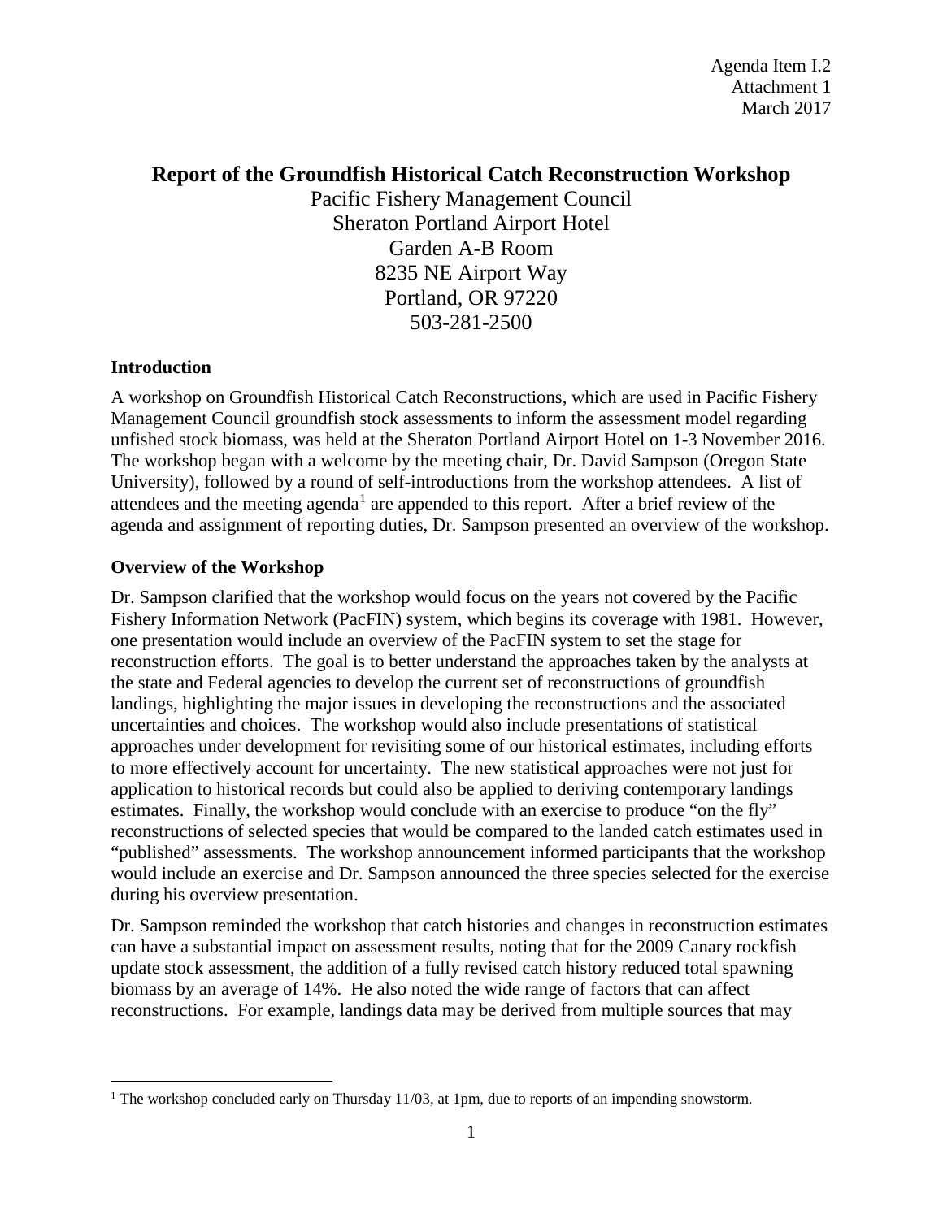Agenda Item I.2
Attachment 1
March 2017

# Report of the Groundfish Historical Catch Reconstruction Workshop

Pacific Fishery Management Council
Sheraton Portland Airport Hotel
Garden A-B Room
8235 NE Airport Way
Portland, OR 97220
503-281-2500

## Introduction

A workshop on Groundfish Historical Catch Reconstructions, which are used in Pacific Fishery Management Council groundfish stock assessments to inform the assessment model regarding unfished stock biomass, was held at the Sheraton Portland Airport Hotel on 1-3 November 2016. The workshop began with a welcome by the meeting chair, Dr. David Sampson (Oregon State University), followed by a round of self-introductions from the workshop attendees. A list of attendees and the meeting agenda[1] are appended to this report. After a brief review of the agenda and assignment of reporting duties, Dr. Sampson presented an overview of the workshop.

## Overview of the Workshop

Dr. Sampson clarified that the workshop would focus on the years not covered by the Pacific Fishery Information Network (PacFIN) system, which begins its coverage with 1981. However, one presentation would include an overview of the PacFIN system to set the stage for reconstruction efforts. The goal is to better understand the approaches taken by the analysts at the state and Federal agencies to develop the current set of reconstructions of groundfish landings, highlighting the major issues in developing the reconstructions and the associated uncertainties and choices. The workshop would also include presentations of statistical approaches under development for revisiting some of our historical estimates, including efforts to more effectively account for uncertainty. The new statistical approaches were not just for application to historical records but could also be applied to deriving contemporary landings estimates. Finally, the workshop would conclude with an exercise to produce "on the fly" reconstructions of selected species that would be compared to the landed catch estimates used in "published" assessments. The workshop announcement informed participants that the workshop would include an exercise and Dr. Sampson announced the three species selected for the exercise during his overview presentation.

Dr. Sampson reminded the workshop that catch histories and changes in reconstruction estimates can have a substantial impact on assessment results, noting that for the 2009 Canary rockfish update stock assessment, the addition of a fully revised catch history reduced total spawning biomass by an average of 14%. He also noted the wide range of factors that can affect reconstructions. For example, landings data may be derived from multiple sources that may

[1] The workshop concluded early on Thursday 11/03, at 1pm, due to reports of an impending snowstorm.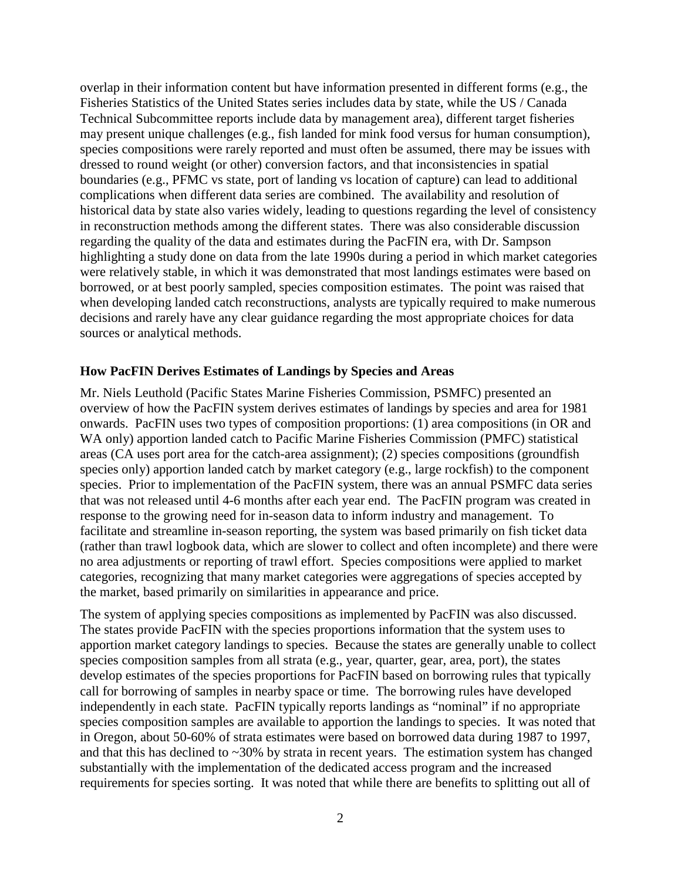overlap in their information content but have information presented in different forms (e.g., the Fisheries Statistics of the United States series includes data by state, while the US / Canada Technical Subcommittee reports include data by management area), different target fisheries may present unique challenges (e.g., fish landed for mink food versus for human consumption), species compositions were rarely reported and must often be assumed, there may be issues with dressed to round weight (or other) conversion factors, and that inconsistencies in spatial boundaries (e.g., PFMC vs state, port of landing vs location of capture) can lead to additional complications when different data series are combined. The availability and resolution of historical data by state also varies widely, leading to questions regarding the level of consistency in reconstruction methods among the different states. There was also considerable discussion regarding the quality of the data and estimates during the PacFIN era, with Dr. Sampson highlighting a study done on data from the late 1990s during a period in which market categories were relatively stable, in which it was demonstrated that most landings estimates were based on borrowed, or at best poorly sampled, species composition estimates. The point was raised that when developing landed catch reconstructions, analysts are typically required to make numerous decisions and rarely have any clear guidance regarding the most appropriate choices for data sources or analytical methods.

**How PacFIN Derives Estimates of Landings by Species and Areas**

Mr. Niels Leuthold (Pacific States Marine Fisheries Commission, PSMFC) presented an overview of how the PacFIN system derives estimates of landings by species and area for 1981 onwards. PacFIN uses two types of composition proportions: (1) area compositions (in OR and WA only) apportion landed catch to Pacific Marine Fisheries Commission (PMFC) statistical areas (CA uses port area for the catch-area assignment); (2) species compositions (groundfish species only) apportion landed catch by market category (e.g., large rockfish) to the component species. Prior to implementation of the PacFIN system, there was an annual PSMFC data series that was not released until 4-6 months after each year end. The PacFIN program was created in response to the growing need for in-season data to inform industry and management. To facilitate and streamline in-season reporting, the system was based primarily on fish ticket data (rather than trawl logbook data, which are slower to collect and often incomplete) and there were no area adjustments or reporting of trawl effort. Species compositions were applied to market categories, recognizing that many market categories were aggregations of species accepted by the market, based primarily on similarities in appearance and price.

The system of applying species compositions as implemented by PacFIN was also discussed. The states provide PacFIN with the species proportions information that the system uses to apportion market category landings to species. Because the states are generally unable to collect species composition samples from all strata (e.g., year, quarter, gear, area, port), the states develop estimates of the species proportions for PacFIN based on borrowing rules that typically call for borrowing of samples in nearby space or time. The borrowing rules have developed independently in each state. PacFIN typically reports landings as "nominal" if no appropriate species composition samples are available to apportion the landings to species. It was noted that in Oregon, about 50-60% of strata estimates were based on borrowed data during 1987 to 1997, and that this has declined to ~30% by strata in recent years. The estimation system has changed substantially with the implementation of the dedicated access program and the increased requirements for species sorting. It was noted that while there are benefits to splitting out all of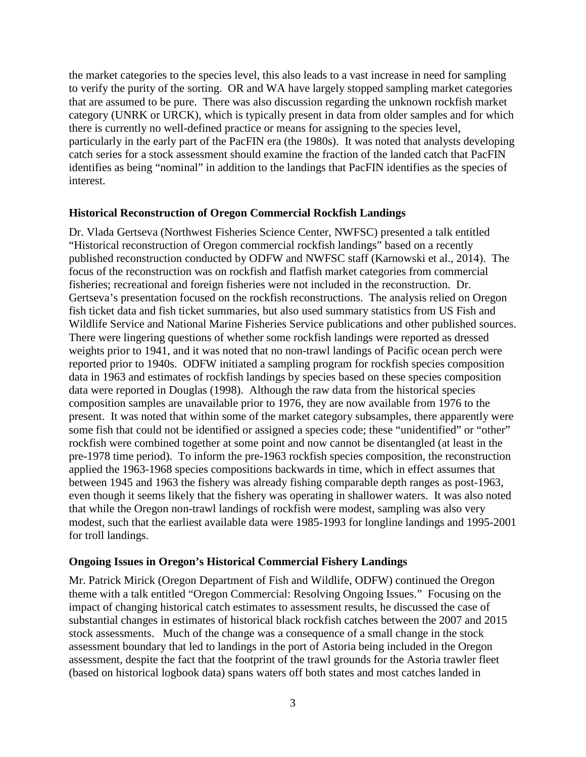the market categories to the species level, this also leads to a vast increase in need for sampling to verify the purity of the sorting. OR and WA have largely stopped sampling market categories that are assumed to be pure. There was also discussion regarding the unknown rockfish market category (UNRK or URCK), which is typically present in data from older samples and for which there is currently no well-defined practice or means for assigning to the species level, particularly in the early part of the PacFIN era (the 1980s). It was noted that analysts developing catch series for a stock assessment should examine the fraction of the landed catch that PacFIN identifies as being "nominal" in addition to the landings that PacFIN identifies as the species of interest.

### Historical Reconstruction of Oregon Commercial Rockfish Landings

Dr. Vlada Gertseva (Northwest Fisheries Science Center, NWFSC) presented a talk entitled "Historical reconstruction of Oregon commercial rockfish landings" based on a recently published reconstruction conducted by ODFW and NWFSC staff (Karnowski et al., 2014). The focus of the reconstruction was on rockfish and flatfish market categories from commercial fisheries; recreational and foreign fisheries were not included in the reconstruction. Dr. Gertseva's presentation focused on the rockfish reconstructions. The analysis relied on Oregon fish ticket data and fish ticket summaries, but also used summary statistics from US Fish and Wildlife Service and National Marine Fisheries Service publications and other published sources. There were lingering questions of whether some rockfish landings were reported as dressed weights prior to 1941, and it was noted that no non-trawl landings of Pacific ocean perch were reported prior to 1940s. ODFW initiated a sampling program for rockfish species composition data in 1963 and estimates of rockfish landings by species based on these species composition data were reported in Douglas (1998). Although the raw data from the historical species composition samples are unavailable prior to 1976, they are now available from 1976 to the present. It was noted that within some of the market category subsamples, there apparently were some fish that could not be identified or assigned a species code; these "unidentified" or "other" rockfish were combined together at some point and now cannot be disentangled (at least in the pre-1978 time period). To inform the pre-1963 rockfish species composition, the reconstruction applied the 1963-1968 species compositions backwards in time, which in effect assumes that between 1945 and 1963 the fishery was already fishing comparable depth ranges as post-1963, even though it seems likely that the fishery was operating in shallower waters. It was also noted that while the Oregon non-trawl landings of rockfish were modest, sampling was also very modest, such that the earliest available data were 1985-1993 for longline landings and 1995-2001 for troll landings.

### Ongoing Issues in Oregon's Historical Commercial Fishery Landings

Mr. Patrick Mirick (Oregon Department of Fish and Wildlife, ODFW) continued the Oregon theme with a talk entitled "Oregon Commercial: Resolving Ongoing Issues." Focusing on the impact of changing historical catch estimates to assessment results, he discussed the case of substantial changes in estimates of historical black rockfish catches between the 2007 and 2015 stock assessments. Much of the change was a consequence of a small change in the stock assessment boundary that led to landings in the port of Astoria being included in the Oregon assessment, despite the fact that the footprint of the trawl grounds for the Astoria trawler fleet (based on historical logbook data) spans waters off both states and most catches landed in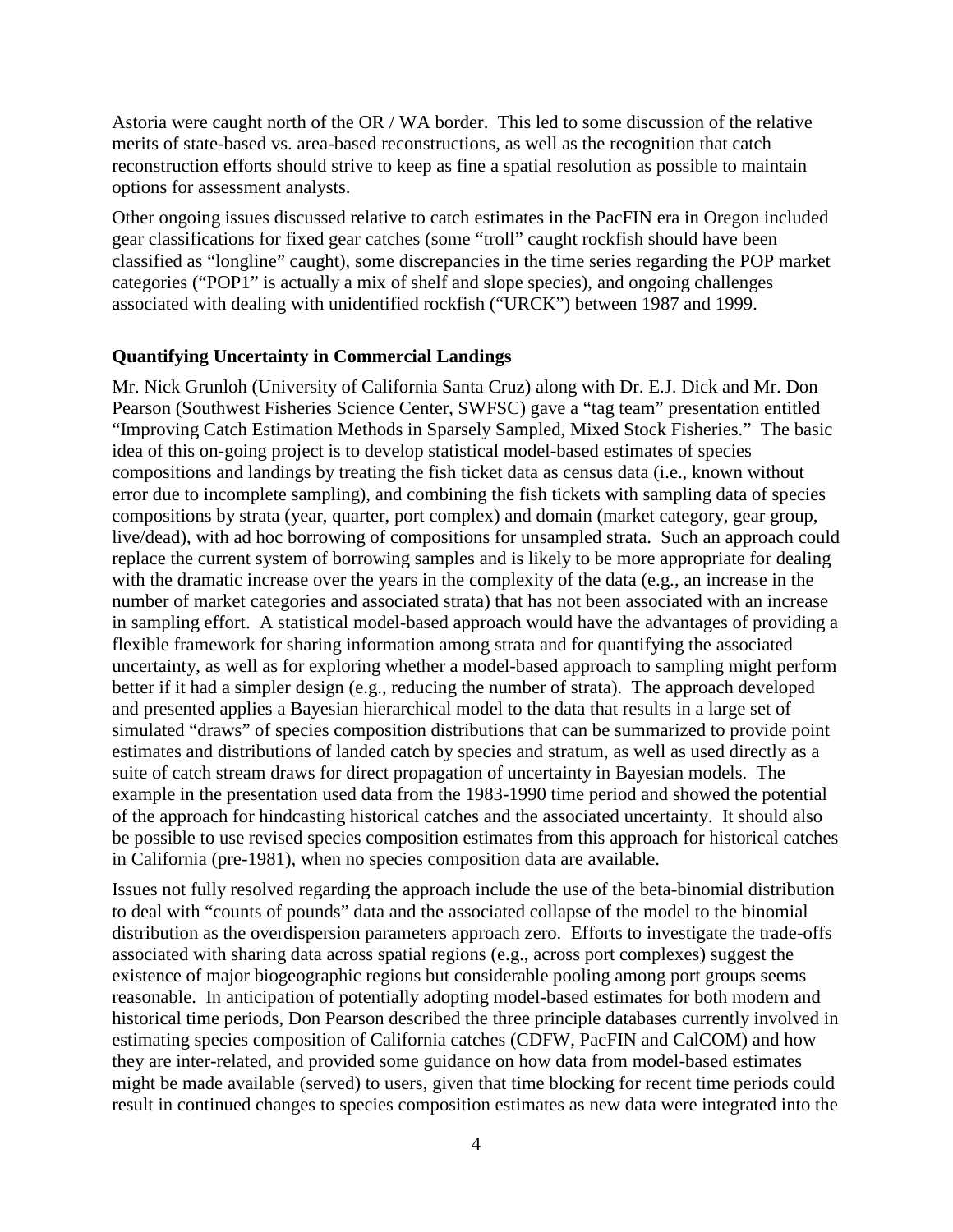Astoria were caught north of the OR / WA border. This led to some discussion of the relative merits of state-based vs. area-based reconstructions, as well as the recognition that catch reconstruction efforts should strive to keep as fine a spatial resolution as possible to maintain options for assessment analysts.

Other ongoing issues discussed relative to catch estimates in the PacFIN era in Oregon included gear classifications for fixed gear catches (some "troll" caught rockfish should have been classified as "longline" caught), some discrepancies in the time series regarding the POP market categories ("POP1" is actually a mix of shelf and slope species), and ongoing challenges associated with dealing with unidentified rockfish ("URCK") between 1987 and 1999.

### Quantifying Uncertainty in Commercial Landings

Mr. Nick Grunloh (University of California Santa Cruz) along with Dr. E.J. Dick and Mr. Don Pearson (Southwest Fisheries Science Center, SWFSC) gave a "tag team" presentation entitled "Improving Catch Estimation Methods in Sparsely Sampled, Mixed Stock Fisheries." The basic idea of this on-going project is to develop statistical model-based estimates of species compositions and landings by treating the fish ticket data as census data (i.e., known without error due to incomplete sampling), and combining the fish tickets with sampling data of species compositions by strata (year, quarter, port complex) and domain (market category, gear group, live/dead), with ad hoc borrowing of compositions for unsampled strata. Such an approach could replace the current system of borrowing samples and is likely to be more appropriate for dealing with the dramatic increase over the years in the complexity of the data (e.g., an increase in the number of market categories and associated strata) that has not been associated with an increase in sampling effort. A statistical model-based approach would have the advantages of providing a flexible framework for sharing information among strata and for quantifying the associated uncertainty, as well as for exploring whether a model-based approach to sampling might perform better if it had a simpler design (e.g., reducing the number of strata). The approach developed and presented applies a Bayesian hierarchical model to the data that results in a large set of simulated "draws" of species composition distributions that can be summarized to provide point estimates and distributions of landed catch by species and stratum, as well as used directly as a suite of catch stream draws for direct propagation of uncertainty in Bayesian models. The example in the presentation used data from the 1983-1990 time period and showed the potential of the approach for hindcasting historical catches and the associated uncertainty. It should also be possible to use revised species composition estimates from this approach for historical catches in California (pre-1981), when no species composition data are available.

Issues not fully resolved regarding the approach include the use of the beta-binomial distribution to deal with "counts of pounds" data and the associated collapse of the model to the binomial distribution as the overdispersion parameters approach zero. Efforts to investigate the trade-offs associated with sharing data across spatial regions (e.g., across port complexes) suggest the existence of major biogeographic regions but considerable pooling among port groups seems reasonable. In anticipation of potentially adopting model-based estimates for both modern and historical time periods, Don Pearson described the three principle databases currently involved in estimating species composition of California catches (CDFW, PacFIN and CalCOM) and how they are inter-related, and provided some guidance on how data from model-based estimates might be made available (served) to users, given that time blocking for recent time periods could result in continued changes to species composition estimates as new data were integrated into the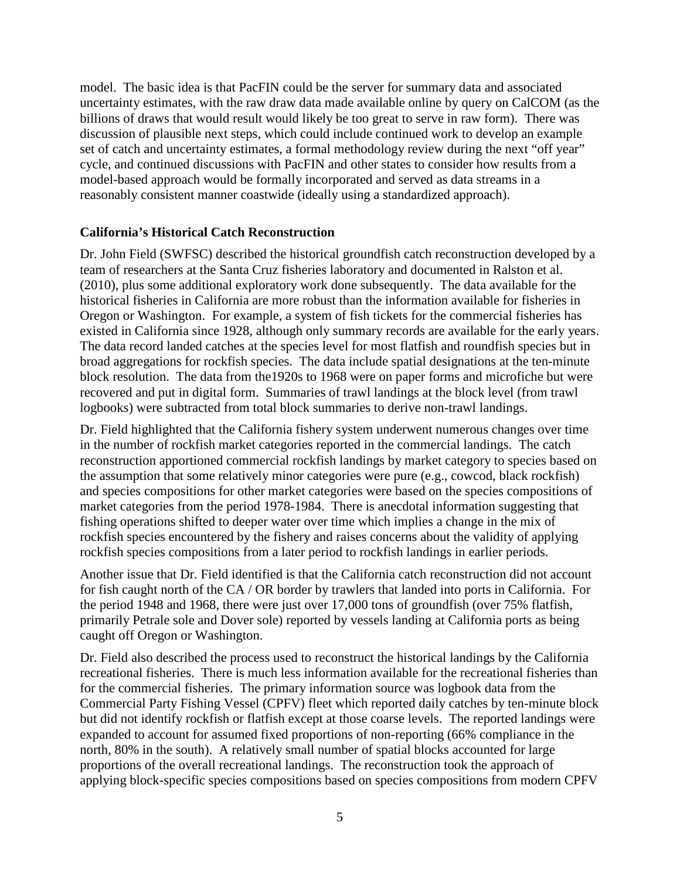model. The basic idea is that PacFIN could be the server for summary data and associated uncertainty estimates, with the raw draw data made available online by query on CalCOM (as the billions of draws that would result would likely be too great to serve in raw form). There was discussion of plausible next steps, which could include continued work to develop an example set of catch and uncertainty estimates, a formal methodology review during the next "off year" cycle, and continued discussions with PacFIN and other states to consider how results from a model-based approach would be formally incorporated and served as data streams in a reasonably consistent manner coastwide (ideally using a standardized approach).

**California's Historical Catch Reconstruction**

Dr. John Field (SWFSC) described the historical groundfish catch reconstruction developed by a team of researchers at the Santa Cruz fisheries laboratory and documented in Ralston et al. (2010), plus some additional exploratory work done subsequently. The data available for the historical fisheries in California are more robust than the information available for fisheries in Oregon or Washington. For example, a system of fish tickets for the commercial fisheries has existed in California since 1928, although only summary records are available for the early years. The data record landed catches at the species level for most flatfish and roundfish species but in broad aggregations for rockfish species. The data include spatial designations at the ten-minute block resolution. The data from the1920s to 1968 were on paper forms and microfiche but were recovered and put in digital form. Summaries of trawl landings at the block level (from trawl logbooks) were subtracted from total block summaries to derive non-trawl landings.

Dr. Field highlighted that the California fishery system underwent numerous changes over time in the number of rockfish market categories reported in the commercial landings. The catch reconstruction apportioned commercial rockfish landings by market category to species based on the assumption that some relatively minor categories were pure (e.g., cowcod, black rockfish) and species compositions for other market categories were based on the species compositions of market categories from the period 1978-1984. There is anecdotal information suggesting that fishing operations shifted to deeper water over time which implies a change in the mix of rockfish species encountered by the fishery and raises concerns about the validity of applying rockfish species compositions from a later period to rockfish landings in earlier periods.

Another issue that Dr. Field identified is that the California catch reconstruction did not account for fish caught north of the CA / OR border by trawlers that landed into ports in California. For the period 1948 and 1968, there were just over 17,000 tons of groundfish (over 75% flatfish, primarily Petrale sole and Dover sole) reported by vessels landing at California ports as being caught off Oregon or Washington.

Dr. Field also described the process used to reconstruct the historical landings by the California recreational fisheries. There is much less information available for the recreational fisheries than for the commercial fisheries. The primary information source was logbook data from the Commercial Party Fishing Vessel (CPFV) fleet which reported daily catches by ten-minute block but did not identify rockfish or flatfish except at those coarse levels. The reported landings were expanded to account for assumed fixed proportions of non-reporting (66% compliance in the north, 80% in the south). A relatively small number of spatial blocks accounted for large proportions of the overall recreational landings. The reconstruction took the approach of applying block-specific species compositions based on species compositions from modern CPFV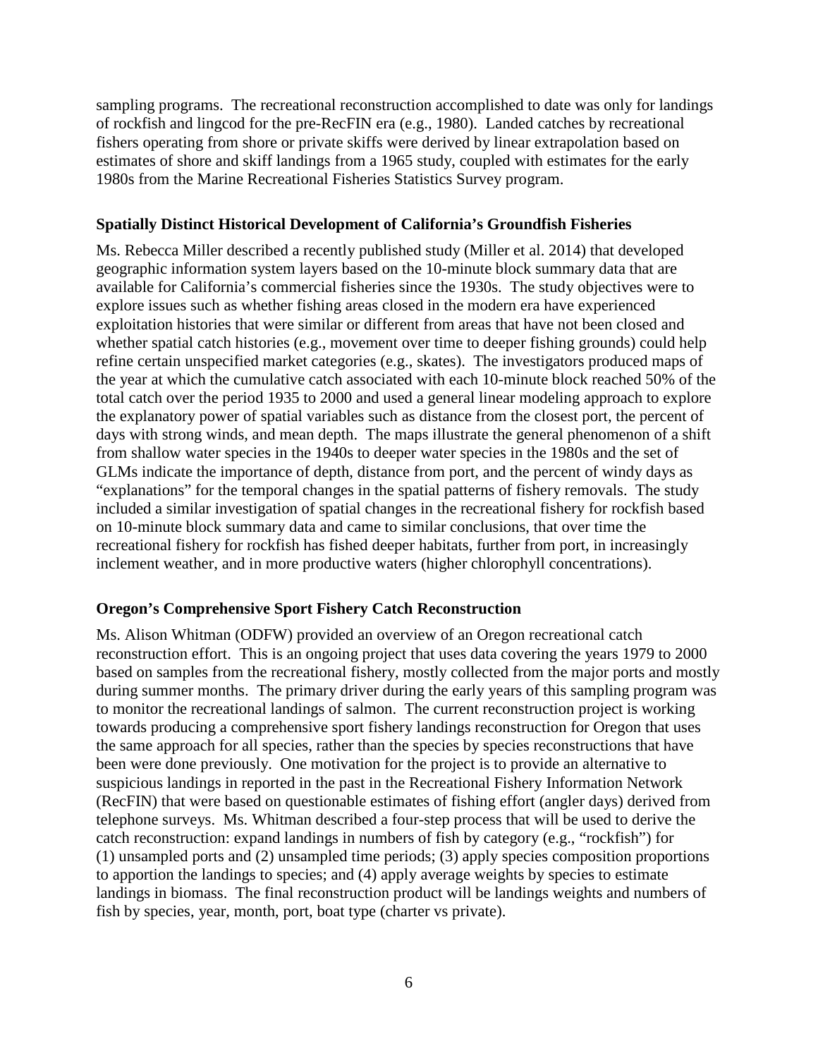sampling programs. The recreational reconstruction accomplished to date was only for landings of rockfish and lingcod for the pre-RecFIN era (e.g., 1980). Landed catches by recreational fishers operating from shore or private skiffs were derived by linear extrapolation based on estimates of shore and skiff landings from a 1965 study, coupled with estimates for the early 1980s from the Marine Recreational Fisheries Statistics Survey program.

**Spatially Distinct Historical Development of California's Groundfish Fisheries**

Ms. Rebecca Miller described a recently published study (Miller et al. 2014) that developed geographic information system layers based on the 10-minute block summary data that are available for California's commercial fisheries since the 1930s. The study objectives were to explore issues such as whether fishing areas closed in the modern era have experienced exploitation histories that were similar or different from areas that have not been closed and whether spatial catch histories (e.g., movement over time to deeper fishing grounds) could help refine certain unspecified market categories (e.g., skates). The investigators produced maps of the year at which the cumulative catch associated with each 10-minute block reached 50% of the total catch over the period 1935 to 2000 and used a general linear modeling approach to explore the explanatory power of spatial variables such as distance from the closest port, the percent of days with strong winds, and mean depth. The maps illustrate the general phenomenon of a shift from shallow water species in the 1940s to deeper water species in the 1980s and the set of GLMs indicate the importance of depth, distance from port, and the percent of windy days as "explanations" for the temporal changes in the spatial patterns of fishery removals. The study included a similar investigation of spatial changes in the recreational fishery for rockfish based on 10-minute block summary data and came to similar conclusions, that over time the recreational fishery for rockfish has fished deeper habitats, further from port, in increasingly inclement weather, and in more productive waters (higher chlorophyll concentrations).

**Oregon's Comprehensive Sport Fishery Catch Reconstruction**

Ms. Alison Whitman (ODFW) provided an overview of an Oregon recreational catch reconstruction effort. This is an ongoing project that uses data covering the years 1979 to 2000 based on samples from the recreational fishery, mostly collected from the major ports and mostly during summer months. The primary driver during the early years of this sampling program was to monitor the recreational landings of salmon. The current reconstruction project is working towards producing a comprehensive sport fishery landings reconstruction for Oregon that uses the same approach for all species, rather than the species by species reconstructions that have been were done previously. One motivation for the project is to provide an alternative to suspicious landings in reported in the past in the Recreational Fishery Information Network (RecFIN) that were based on questionable estimates of fishing effort (angler days) derived from telephone surveys. Ms. Whitman described a four-step process that will be used to derive the catch reconstruction: expand landings in numbers of fish by category (e.g., "rockfish") for (1) unsampled ports and (2) unsampled time periods; (3) apply species composition proportions to apportion the landings to species; and (4) apply average weights by species to estimate landings in biomass. The final reconstruction product will be landings weights and numbers of fish by species, year, month, port, boat type (charter vs private).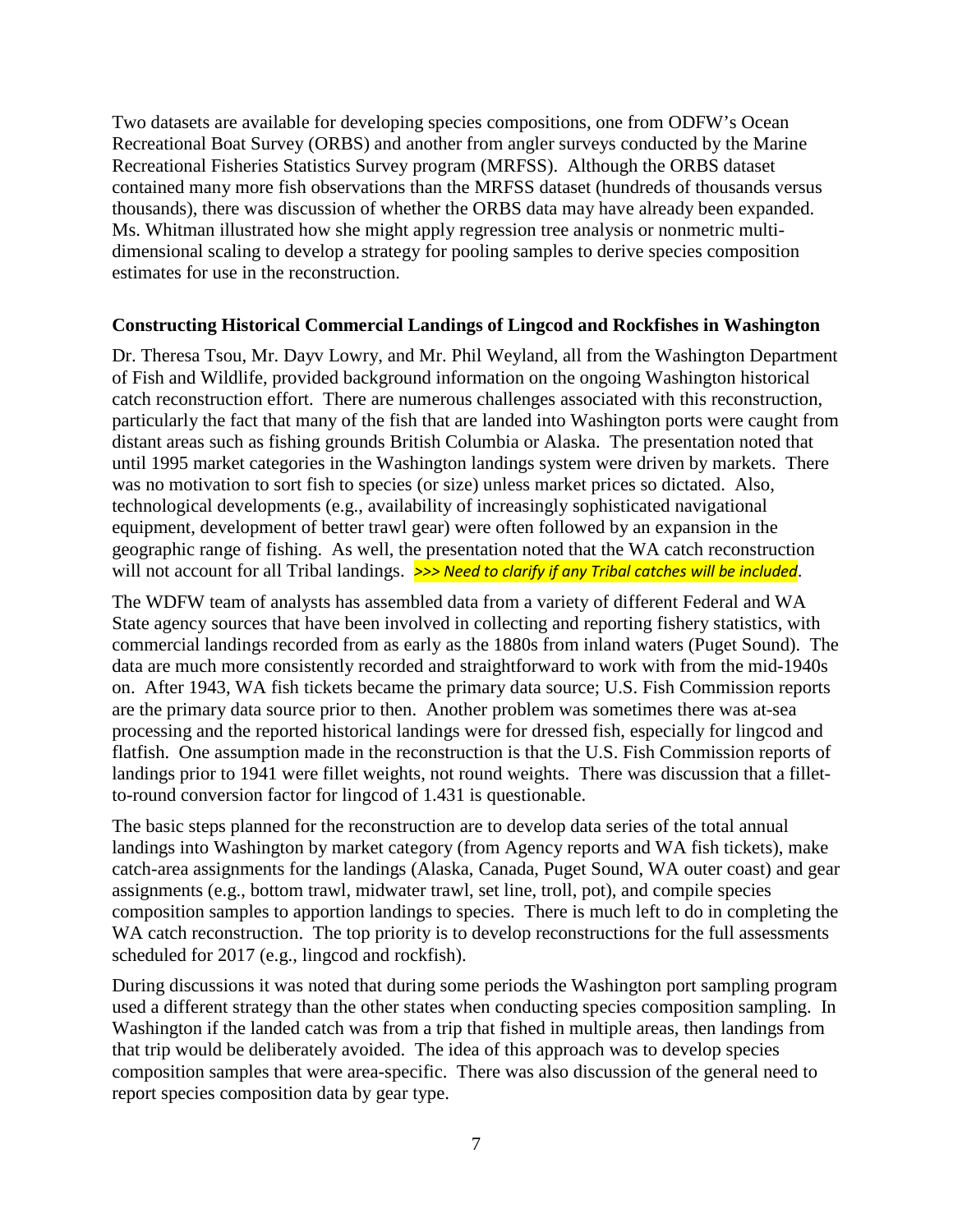Two datasets are available for developing species compositions, one from ODFW's Ocean Recreational Boat Survey (ORBS) and another from angler surveys conducted by the Marine Recreational Fisheries Statistics Survey program (MRFSS). Although the ORBS dataset contained many more fish observations than the MRFSS dataset (hundreds of thousands versus thousands), there was discussion of whether the ORBS data may have already been expanded. Ms. Whitman illustrated how she might apply regression tree analysis or nonmetric multi-dimensional scaling to develop a strategy for pooling samples to derive species composition estimates for use in the reconstruction.

## Constructing Historical Commercial Landings of Lingcod and Rockfishes in Washington

Dr. Theresa Tsou, Mr. Dayv Lowry, and Mr. Phil Weyland, all from the Washington Department of Fish and Wildlife, provided background information on the ongoing Washington historical catch reconstruction effort. There are numerous challenges associated with this reconstruction, particularly the fact that many of the fish that are landed into Washington ports were caught from distant areas such as fishing grounds British Columbia or Alaska. The presentation noted that until 1995 market categories in the Washington landings system were driven by markets. There was no motivation to sort fish to species (or size) unless market prices so dictated. Also, technological developments (e.g., availability of increasingly sophisticated navigational equipment, development of better trawl gear) were often followed by an expansion in the geographic range of fishing. As well, the presentation noted that the WA catch reconstruction will not account for all Tribal landings. *>>> Need to clarify if any Tribal catches will be included*.

The WDFW team of analysts has assembled data from a variety of different Federal and WA State agency sources that have been involved in collecting and reporting fishery statistics, with commercial landings recorded from as early as the 1880s from inland waters (Puget Sound). The data are much more consistently recorded and straightforward to work with from the mid-1940s on. After 1943, WA fish tickets became the primary data source; U.S. Fish Commission reports are the primary data source prior to then. Another problem was sometimes there was at-sea processing and the reported historical landings were for dressed fish, especially for lingcod and flatfish. One assumption made in the reconstruction is that the U.S. Fish Commission reports of landings prior to 1941 were fillet weights, not round weights. There was discussion that a fillet-to-round conversion factor for lingcod of 1.431 is questionable.

The basic steps planned for the reconstruction are to develop data series of the total annual landings into Washington by market category (from Agency reports and WA fish tickets), make catch-area assignments for the landings (Alaska, Canada, Puget Sound, WA outer coast) and gear assignments (e.g., bottom trawl, midwater trawl, set line, troll, pot), and compile species composition samples to apportion landings to species. There is much left to do in completing the WA catch reconstruction. The top priority is to develop reconstructions for the full assessments scheduled for 2017 (e.g., lingcod and rockfish).

During discussions it was noted that during some periods the Washington port sampling program used a different strategy than the other states when conducting species composition sampling. In Washington if the landed catch was from a trip that fished in multiple areas, then landings from that trip would be deliberately avoided. The idea of this approach was to develop species composition samples that were area-specific. There was also discussion of the general need to report species composition data by gear type.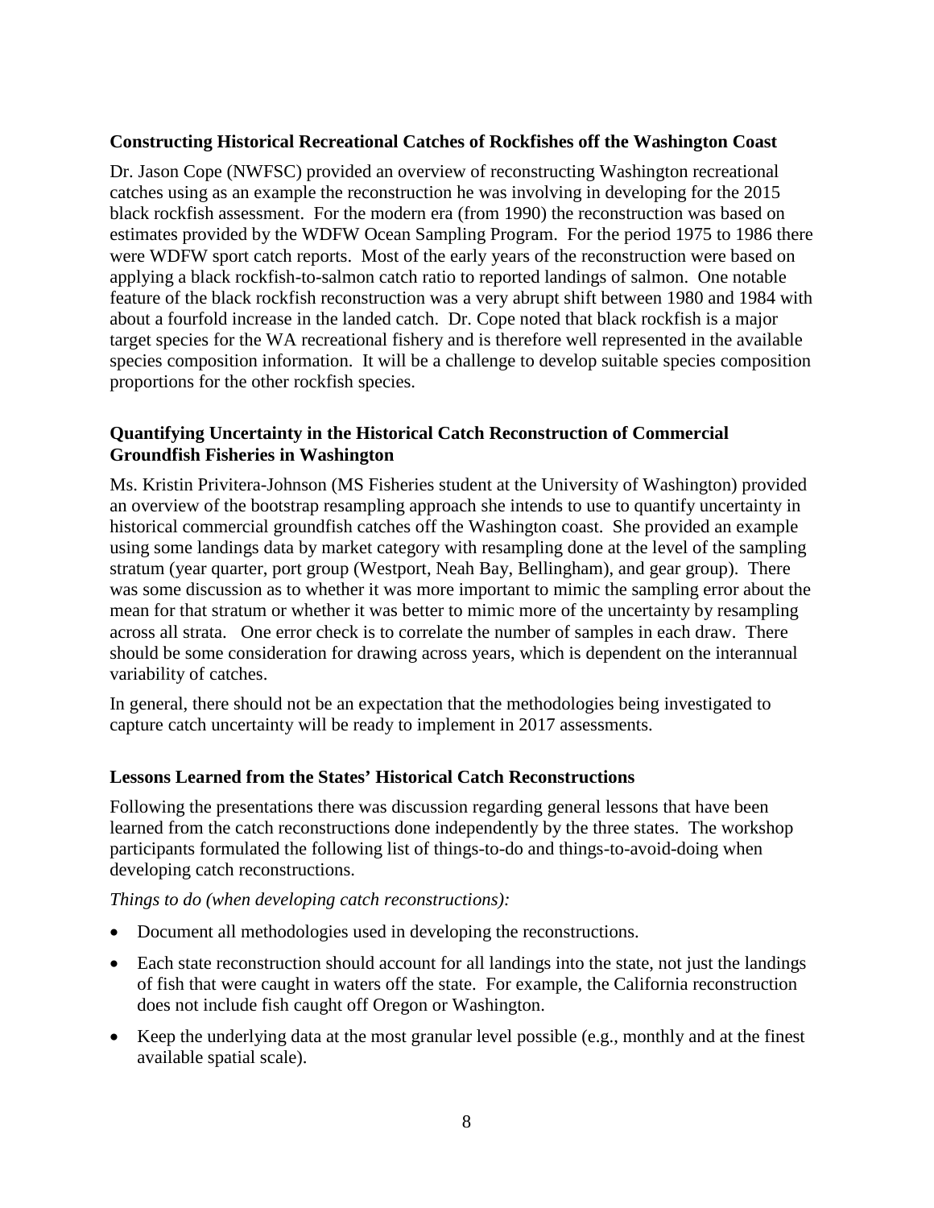### Constructing Historical Recreational Catches of Rockfishes off the Washington Coast

Dr. Jason Cope (NWFSC) provided an overview of reconstructing Washington recreational catches using as an example the reconstruction he was involving in developing for the 2015 black rockfish assessment. For the modern era (from 1990) the reconstruction was based on estimates provided by the WDFW Ocean Sampling Program. For the period 1975 to 1986 there were WDFW sport catch reports. Most of the early years of the reconstruction were based on applying a black rockfish-to-salmon catch ratio to reported landings of salmon. One notable feature of the black rockfish reconstruction was a very abrupt shift between 1980 and 1984 with about a fourfold increase in the landed catch. Dr. Cope noted that black rockfish is a major target species for the WA recreational fishery and is therefore well represented in the available species composition information. It will be a challenge to develop suitable species composition proportions for the other rockfish species.

### Quantifying Uncertainty in the Historical Catch Reconstruction of Commercial Groundfish Fisheries in Washington

Ms. Kristin Privitera-Johnson (MS Fisheries student at the University of Washington) provided an overview of the bootstrap resampling approach she intends to use to quantify uncertainty in historical commercial groundfish catches off the Washington coast. She provided an example using some landings data by market category with resampling done at the level of the sampling stratum (year quarter, port group (Westport, Neah Bay, Bellingham), and gear group). There was some discussion as to whether it was more important to mimic the sampling error about the mean for that stratum or whether it was better to mimic more of the uncertainty by resampling across all strata. One error check is to correlate the number of samples in each draw. There should be some consideration for drawing across years, which is dependent on the interannual variability of catches.

In general, there should not be an expectation that the methodologies being investigated to capture catch uncertainty will be ready to implement in 2017 assessments.

### Lessons Learned from the States' Historical Catch Reconstructions

Following the presentations there was discussion regarding general lessons that have been learned from the catch reconstructions done independently by the three states. The workshop participants formulated the following list of things-to-do and things-to-avoid-doing when developing catch reconstructions.

*Things to do (when developing catch reconstructions):*

- Document all methodologies used in developing the reconstructions.
- Each state reconstruction should account for all landings into the state, not just the landings of fish that were caught in waters off the state. For example, the California reconstruction does not include fish caught off Oregon or Washington.
- Keep the underlying data at the most granular level possible (e.g., monthly and at the finest available spatial scale).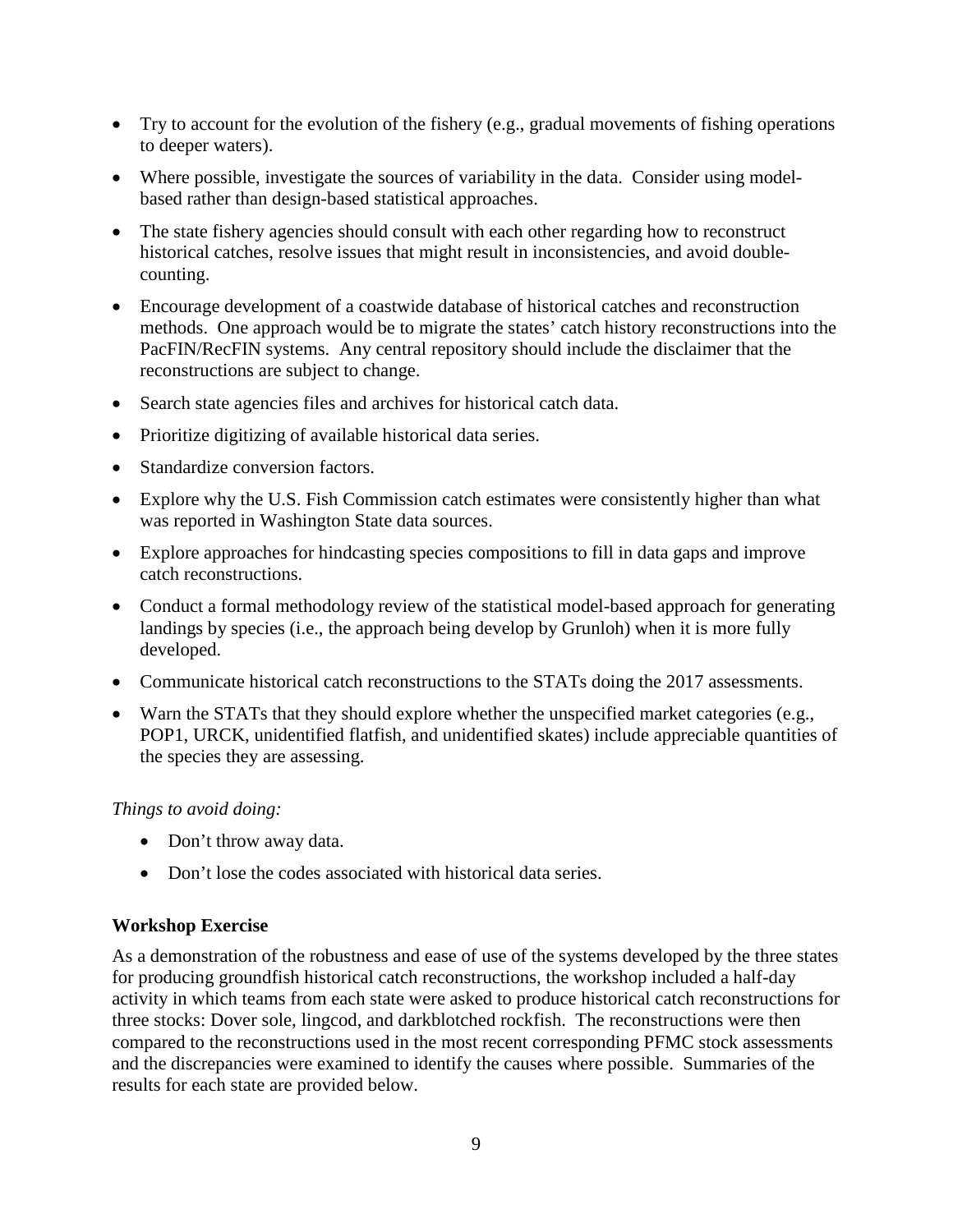- Try to account for the evolution of the fishery (e.g., gradual movements of fishing operations to deeper waters).
- Where possible, investigate the sources of variability in the data. Consider using model-based rather than design-based statistical approaches.
- The state fishery agencies should consult with each other regarding how to reconstruct historical catches, resolve issues that might result in inconsistencies, and avoid double-counting.
- Encourage development of a coastwide database of historical catches and reconstruction methods. One approach would be to migrate the states' catch history reconstructions into the PacFIN/RecFIN systems. Any central repository should include the disclaimer that the reconstructions are subject to change.
- Search state agencies files and archives for historical catch data.
- Prioritize digitizing of available historical data series.
- Standardize conversion factors.
- Explore why the U.S. Fish Commission catch estimates were consistently higher than what was reported in Washington State data sources.
- Explore approaches for hindcasting species compositions to fill in data gaps and improve catch reconstructions.
- Conduct a formal methodology review of the statistical model-based approach for generating landings by species (i.e., the approach being develop by Grunloh) when it is more fully developed.
- Communicate historical catch reconstructions to the STATs doing the 2017 assessments.
- Warn the STATs that they should explore whether the unspecified market categories (e.g., POP1, URCK, unidentified flatfish, and unidentified skates) include appreciable quantities of the species they are assessing.

*Things to avoid doing:*

- Don't throw away data.
- Don't lose the codes associated with historical data series.

**Workshop Exercise**

As a demonstration of the robustness and ease of use of the systems developed by the three states for producing groundfish historical catch reconstructions, the workshop included a half-day activity in which teams from each state were asked to produce historical catch reconstructions for three stocks: Dover sole, lingcod, and darkblotched rockfish. The reconstructions were then compared to the reconstructions used in the most recent corresponding PFMC stock assessments and the discrepancies were examined to identify the causes where possible. Summaries of the results for each state are provided below.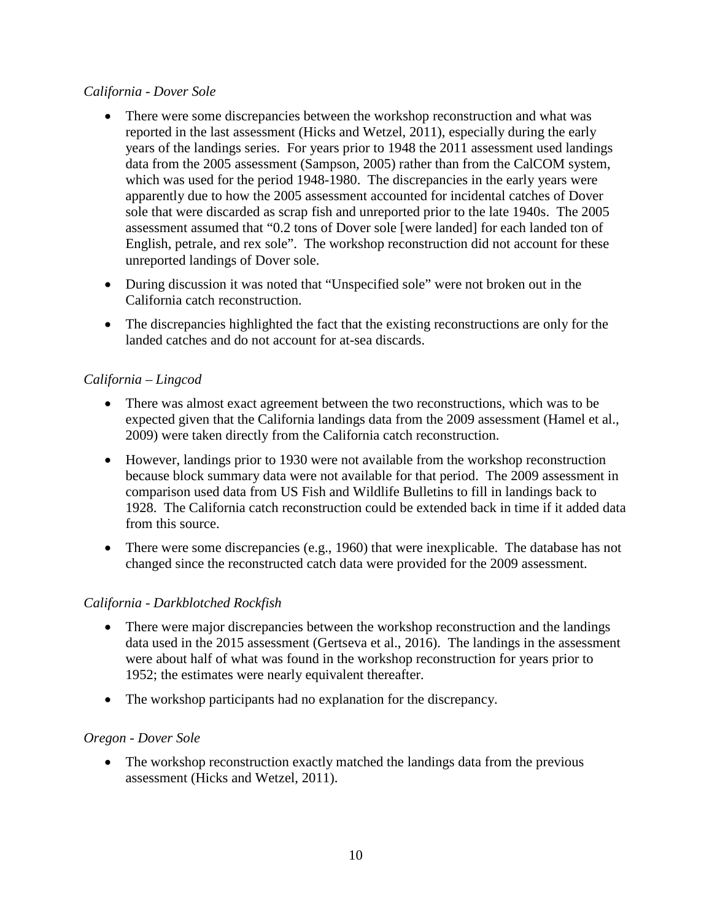*California - Dover Sole*

- There were some discrepancies between the workshop reconstruction and what was reported in the last assessment (Hicks and Wetzel, 2011), especially during the early years of the landings series. For years prior to 1948 the 2011 assessment used landings data from the 2005 assessment (Sampson, 2005) rather than from the CalCOM system, which was used for the period 1948-1980. The discrepancies in the early years were apparently due to how the 2005 assessment accounted for incidental catches of Dover sole that were discarded as scrap fish and unreported prior to the late 1940s. The 2005 assessment assumed that "0.2 tons of Dover sole [were landed] for each landed ton of English, petrale, and rex sole". The workshop reconstruction did not account for these unreported landings of Dover sole.
- During discussion it was noted that "Unspecified sole" were not broken out in the California catch reconstruction.
- The discrepancies highlighted the fact that the existing reconstructions are only for the landed catches and do not account for at-sea discards.

*California – Lingcod*

- There was almost exact agreement between the two reconstructions, which was to be expected given that the California landings data from the 2009 assessment (Hamel et al., 2009) were taken directly from the California catch reconstruction.
- However, landings prior to 1930 were not available from the workshop reconstruction because block summary data were not available for that period. The 2009 assessment in comparison used data from US Fish and Wildlife Bulletins to fill in landings back to 1928. The California catch reconstruction could be extended back in time if it added data from this source.
- There were some discrepancies (e.g., 1960) that were inexplicable. The database has not changed since the reconstructed catch data were provided for the 2009 assessment.

*California - Darkblotched Rockfish*

- There were major discrepancies between the workshop reconstruction and the landings data used in the 2015 assessment (Gertseva et al., 2016). The landings in the assessment were about half of what was found in the workshop reconstruction for years prior to 1952; the estimates were nearly equivalent thereafter.
- The workshop participants had no explanation for the discrepancy.

*Oregon - Dover Sole*

- The workshop reconstruction exactly matched the landings data from the previous assessment (Hicks and Wetzel, 2011).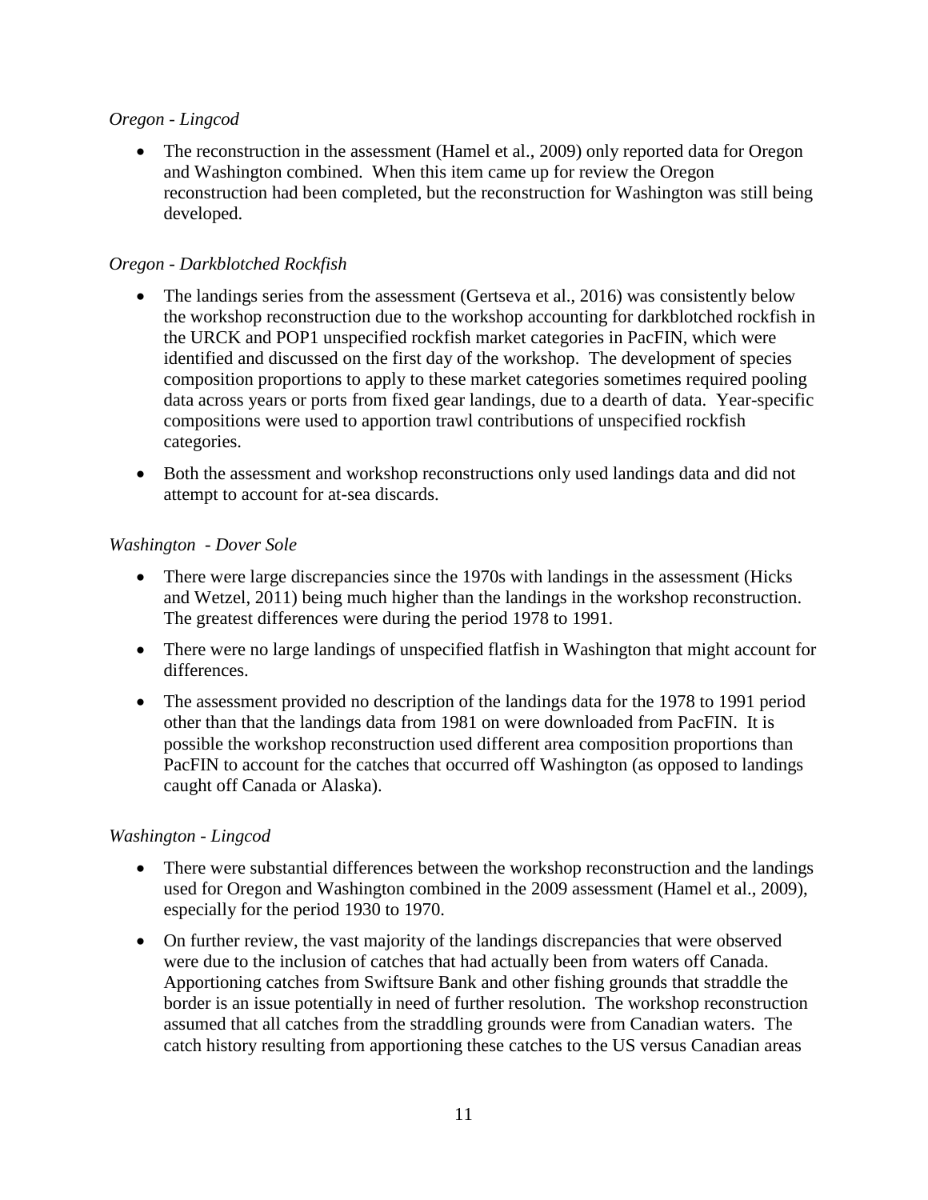*Oregon - Lingcod*

- The reconstruction in the assessment (Hamel et al., 2009) only reported data for Oregon and Washington combined. When this item came up for review the Oregon reconstruction had been completed, but the reconstruction for Washington was still being developed.

*Oregon - Darkblotched Rockfish*

- The landings series from the assessment (Gertseva et al., 2016) was consistently below the workshop reconstruction due to the workshop accounting for darkblotched rockfish in the URCK and POP1 unspecified rockfish market categories in PacFIN, which were identified and discussed on the first day of the workshop. The development of species composition proportions to apply to these market categories sometimes required pooling data across years or ports from fixed gear landings, due to a dearth of data. Year-specific compositions were used to apportion trawl contributions of unspecified rockfish categories.
- Both the assessment and workshop reconstructions only used landings data and did not attempt to account for at-sea discards.

*Washington - Dover Sole*

- There were large discrepancies since the 1970s with landings in the assessment (Hicks and Wetzel, 2011) being much higher than the landings in the workshop reconstruction. The greatest differences were during the period 1978 to 1991.
- There were no large landings of unspecified flatfish in Washington that might account for differences.
- The assessment provided no description of the landings data for the 1978 to 1991 period other than that the landings data from 1981 on were downloaded from PacFIN. It is possible the workshop reconstruction used different area composition proportions than PacFIN to account for the catches that occurred off Washington (as opposed to landings caught off Canada or Alaska).

*Washington - Lingcod*

- There were substantial differences between the workshop reconstruction and the landings used for Oregon and Washington combined in the 2009 assessment (Hamel et al., 2009), especially for the period 1930 to 1970.
- On further review, the vast majority of the landings discrepancies that were observed were due to the inclusion of catches that had actually been from waters off Canada. Apportioning catches from Swiftsure Bank and other fishing grounds that straddle the border is an issue potentially in need of further resolution. The workshop reconstruction assumed that all catches from the straddling grounds were from Canadian waters. The catch history resulting from apportioning these catches to the US versus Canadian areas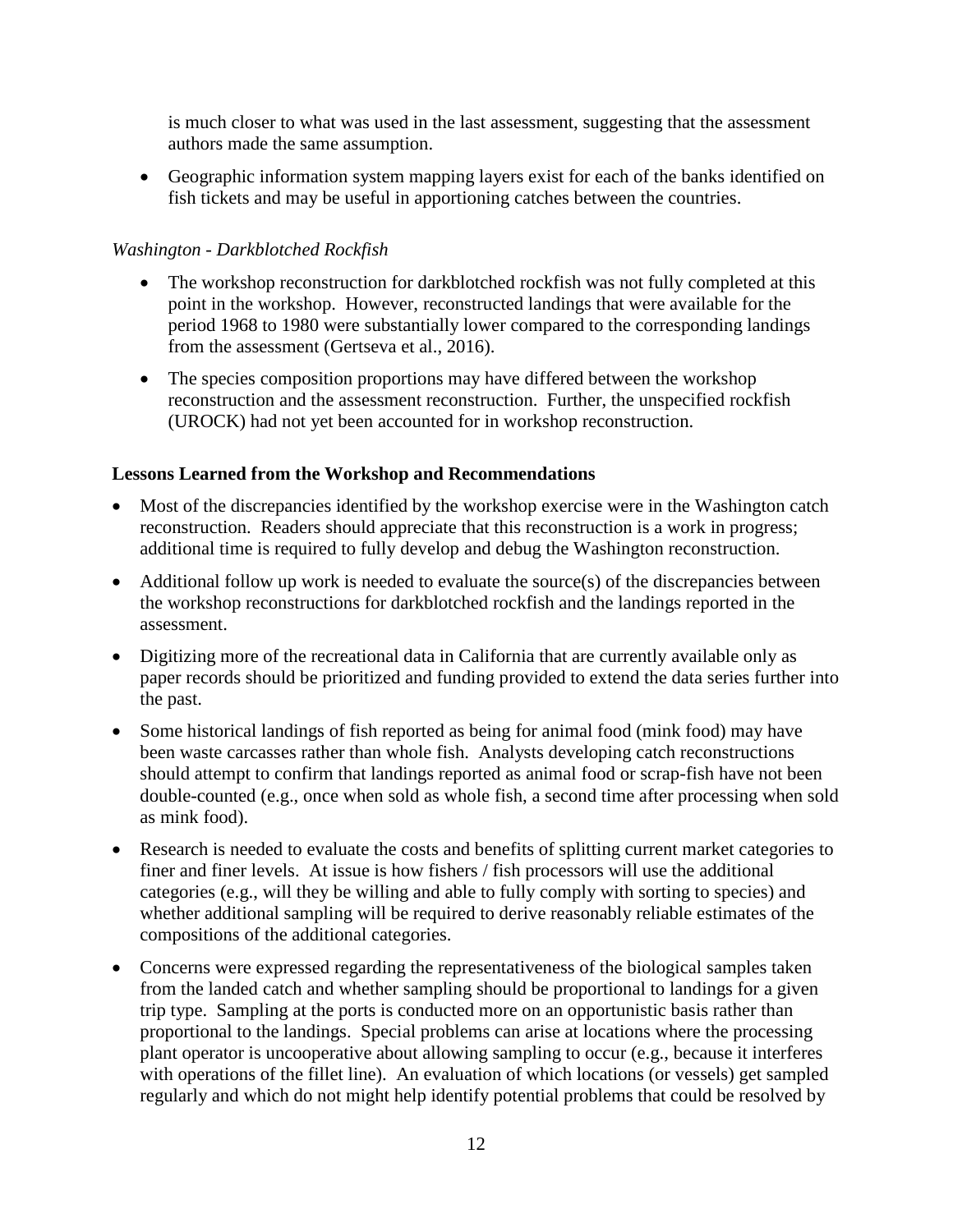is much closer to what was used in the last assessment, suggesting that the assessment authors made the same assumption.

- Geographic information system mapping layers exist for each of the banks identified on fish tickets and may be useful in apportioning catches between the countries.

*Washington - Darkblotched Rockfish*

- The workshop reconstruction for darkblotched rockfish was not fully completed at this point in the workshop. However, reconstructed landings that were available for the period 1968 to 1980 were substantially lower compared to the corresponding landings from the assessment (Gertseva et al., 2016).
- The species composition proportions may have differed between the workshop reconstruction and the assessment reconstruction. Further, the unspecified rockfish (UROCK) had not yet been accounted for in workshop reconstruction.

**Lessons Learned from the Workshop and Recommendations**

- Most of the discrepancies identified by the workshop exercise were in the Washington catch reconstruction. Readers should appreciate that this reconstruction is a work in progress; additional time is required to fully develop and debug the Washington reconstruction.
- Additional follow up work is needed to evaluate the source(s) of the discrepancies between the workshop reconstructions for darkblotched rockfish and the landings reported in the assessment.
- Digitizing more of the recreational data in California that are currently available only as paper records should be prioritized and funding provided to extend the data series further into the past.
- Some historical landings of fish reported as being for animal food (mink food) may have been waste carcasses rather than whole fish. Analysts developing catch reconstructions should attempt to confirm that landings reported as animal food or scrap-fish have not been double-counted (e.g., once when sold as whole fish, a second time after processing when sold as mink food).
- Research is needed to evaluate the costs and benefits of splitting current market categories to finer and finer levels. At issue is how fishers / fish processors will use the additional categories (e.g., will they be willing and able to fully comply with sorting to species) and whether additional sampling will be required to derive reasonably reliable estimates of the compositions of the additional categories.
- Concerns were expressed regarding the representativeness of the biological samples taken from the landed catch and whether sampling should be proportional to landings for a given trip type. Sampling at the ports is conducted more on an opportunistic basis rather than proportional to the landings. Special problems can arise at locations where the processing plant operator is uncooperative about allowing sampling to occur (e.g., because it interferes with operations of the fillet line). An evaluation of which locations (or vessels) get sampled regularly and which do not might help identify potential problems that could be resolved by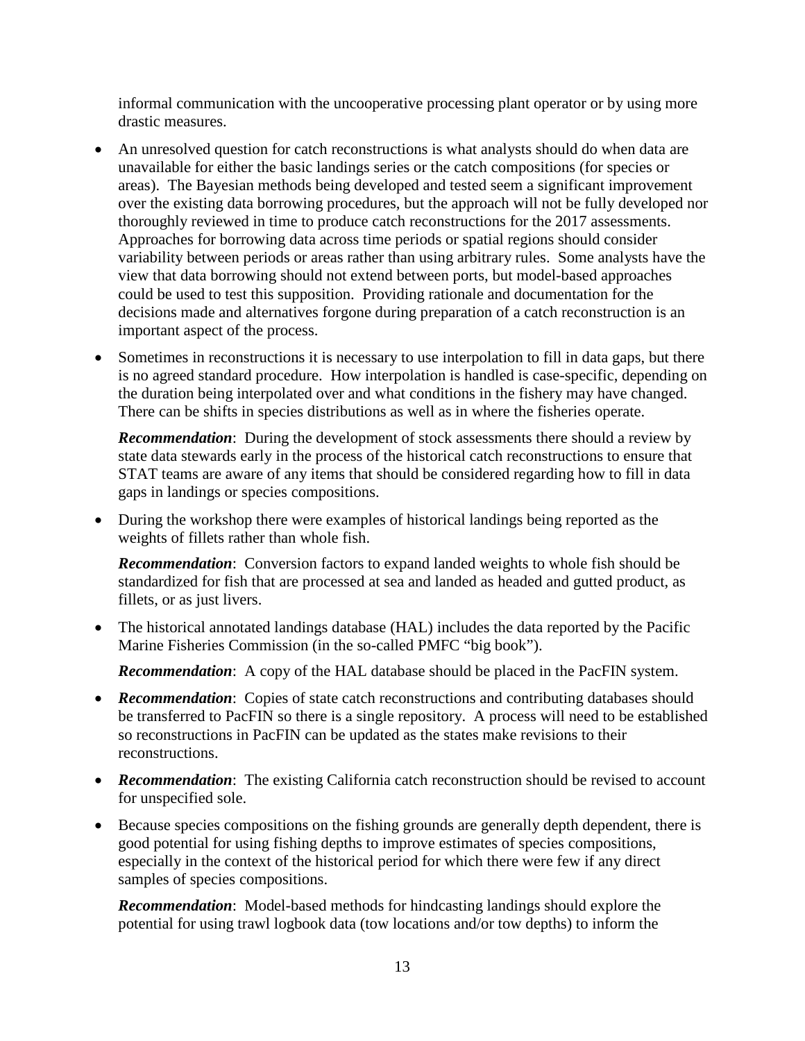informal communication with the uncooperative processing plant operator or by using more drastic measures.

- An unresolved question for catch reconstructions is what analysts should do when data are unavailable for either the basic landings series or the catch compositions (for species or areas). The Bayesian methods being developed and tested seem a significant improvement over the existing data borrowing procedures, but the approach will not be fully developed nor thoroughly reviewed in time to produce catch reconstructions for the 2017 assessments. Approaches for borrowing data across time periods or spatial regions should consider variability between periods or areas rather than using arbitrary rules. Some analysts have the view that data borrowing should not extend between ports, but model-based approaches could be used to test this supposition. Providing rationale and documentation for the decisions made and alternatives forgone during preparation of a catch reconstruction is an important aspect of the process.

- Sometimes in reconstructions it is necessary to use interpolation to fill in data gaps, but there is no agreed standard procedure. How interpolation is handled is case-specific, depending on the duration being interpolated over and what conditions in the fishery may have changed. There can be shifts in species distributions as well as in where the fisheries operate.

  ***Recommendation***: During the development of stock assessments there should a review by state data stewards early in the process of the historical catch reconstructions to ensure that STAT teams are aware of any items that should be considered regarding how to fill in data gaps in landings or species compositions.

- During the workshop there were examples of historical landings being reported as the weights of fillets rather than whole fish.

  ***Recommendation***: Conversion factors to expand landed weights to whole fish should be standardized for fish that are processed at sea and landed as headed and gutted product, as fillets, or as just livers.

- The historical annotated landings database (HAL) includes the data reported by the Pacific Marine Fisheries Commission (in the so-called PMFC "big book").

  ***Recommendation***: A copy of the HAL database should be placed in the PacFIN system.

- ***Recommendation***: Copies of state catch reconstructions and contributing databases should be transferred to PacFIN so there is a single repository. A process will need to be established so reconstructions in PacFIN can be updated as the states make revisions to their reconstructions.

- ***Recommendation***: The existing California catch reconstruction should be revised to account for unspecified sole.

- Because species compositions on the fishing grounds are generally depth dependent, there is good potential for using fishing depths to improve estimates of species compositions, especially in the context of the historical period for which there were few if any direct samples of species compositions.

  ***Recommendation***: Model-based methods for hindcasting landings should explore the potential for using trawl logbook data (tow locations and/or tow depths) to inform the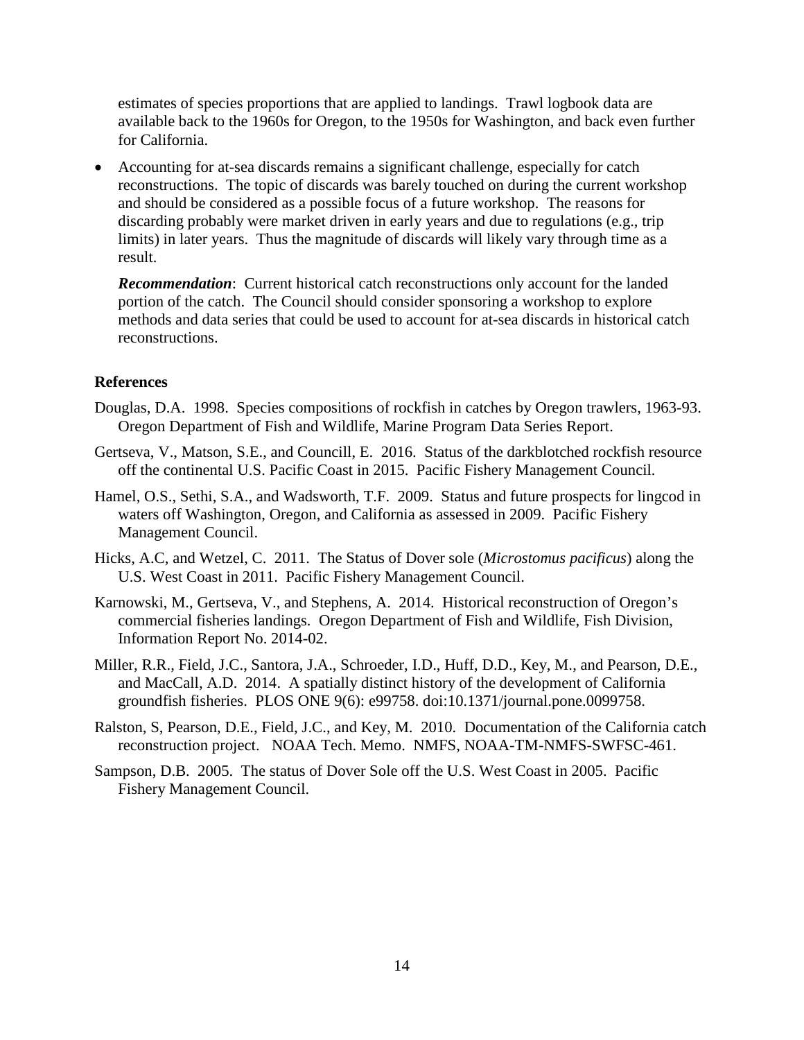estimates of species proportions that are applied to landings. Trawl logbook data are available back to the 1960s for Oregon, to the 1950s for Washington, and back even further for California.

- Accounting for at-sea discards remains a significant challenge, especially for catch reconstructions. The topic of discards was barely touched on during the current workshop and should be considered as a possible focus of a future workshop. The reasons for discarding probably were market driven in early years and due to regulations (e.g., trip limits) in later years. Thus the magnitude of discards will likely vary through time as a result.

  ***Recommendation***: Current historical catch reconstructions only account for the landed portion of the catch. The Council should consider sponsoring a workshop to explore methods and data series that could be used to account for at-sea discards in historical catch reconstructions.

### References

Douglas, D.A. 1998. Species compositions of rockfish in catches by Oregon trawlers, 1963-93. Oregon Department of Fish and Wildlife, Marine Program Data Series Report.

Gertseva, V., Matson, S.E., and Councill, E. 2016. Status of the darkblotched rockfish resource off the continental U.S. Pacific Coast in 2015. Pacific Fishery Management Council.

Hamel, O.S., Sethi, S.A., and Wadsworth, T.F. 2009. Status and future prospects for lingcod in waters off Washington, Oregon, and California as assessed in 2009. Pacific Fishery Management Council.

Hicks, A.C, and Wetzel, C. 2011. The Status of Dover sole (*Microstomus pacificus*) along the U.S. West Coast in 2011. Pacific Fishery Management Council.

Karnowski, M., Gertseva, V., and Stephens, A. 2014. Historical reconstruction of Oregon's commercial fisheries landings. Oregon Department of Fish and Wildlife, Fish Division, Information Report No. 2014-02.

Miller, R.R., Field, J.C., Santora, J.A., Schroeder, I.D., Huff, D.D., Key, M., and Pearson, D.E., and MacCall, A.D. 2014. A spatially distinct history of the development of California groundfish fisheries. PLOS ONE 9(6): e99758. doi:10.1371/journal.pone.0099758.

Ralston, S, Pearson, D.E., Field, J.C., and Key, M. 2010. Documentation of the California catch reconstruction project. NOAA Tech. Memo. NMFS, NOAA-TM-NMFS-SWFSC-461.

Sampson, D.B. 2005. The status of Dover Sole off the U.S. West Coast in 2005. Pacific Fishery Management Council.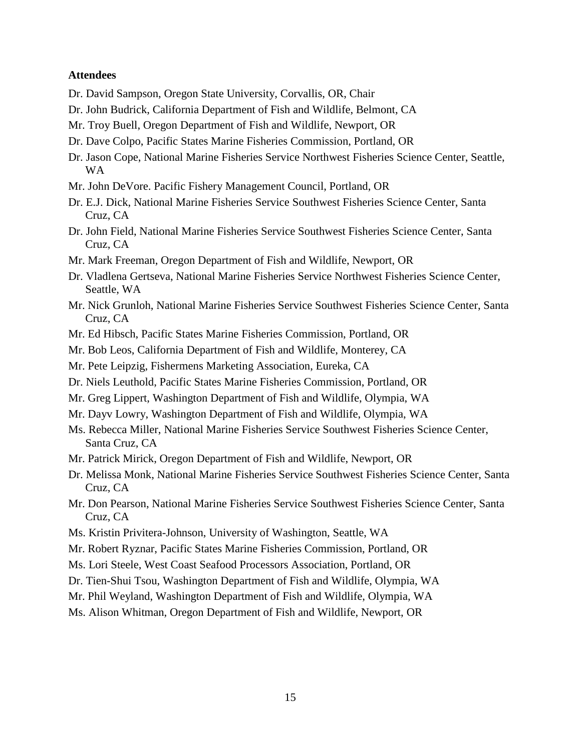**Attendees**

Dr. David Sampson, Oregon State University, Corvallis, OR, Chair

Dr. John Budrick, California Department of Fish and Wildlife, Belmont, CA

Mr. Troy Buell, Oregon Department of Fish and Wildlife, Newport, OR

Dr. Dave Colpo, Pacific States Marine Fisheries Commission, Portland, OR

Dr. Jason Cope, National Marine Fisheries Service Northwest Fisheries Science Center, Seattle, WA

Mr. John DeVore. Pacific Fishery Management Council, Portland, OR

Dr. E.J. Dick, National Marine Fisheries Service Southwest Fisheries Science Center, Santa Cruz, CA

Dr. John Field, National Marine Fisheries Service Southwest Fisheries Science Center, Santa Cruz, CA

Mr. Mark Freeman, Oregon Department of Fish and Wildlife, Newport, OR

Dr. Vladlena Gertseva, National Marine Fisheries Service Northwest Fisheries Science Center, Seattle, WA

Mr. Nick Grunloh, National Marine Fisheries Service Southwest Fisheries Science Center, Santa Cruz, CA

Mr. Ed Hibsch, Pacific States Marine Fisheries Commission, Portland, OR

Mr. Bob Leos, California Department of Fish and Wildlife, Monterey, CA

Mr. Pete Leipzig, Fishermens Marketing Association, Eureka, CA

Dr. Niels Leuthold, Pacific States Marine Fisheries Commission, Portland, OR

Mr. Greg Lippert, Washington Department of Fish and Wildlife, Olympia, WA

Mr. Dayv Lowry, Washington Department of Fish and Wildlife, Olympia, WA

Ms. Rebecca Miller, National Marine Fisheries Service Southwest Fisheries Science Center, Santa Cruz, CA

Mr. Patrick Mirick, Oregon Department of Fish and Wildlife, Newport, OR

Dr. Melissa Monk, National Marine Fisheries Service Southwest Fisheries Science Center, Santa Cruz, CA

Mr. Don Pearson, National Marine Fisheries Service Southwest Fisheries Science Center, Santa Cruz, CA

Ms. Kristin Privitera-Johnson, University of Washington, Seattle, WA

Mr. Robert Ryznar, Pacific States Marine Fisheries Commission, Portland, OR

Ms. Lori Steele, West Coast Seafood Processors Association, Portland, OR

Dr. Tien-Shui Tsou, Washington Department of Fish and Wildlife, Olympia, WA

Mr. Phil Weyland, Washington Department of Fish and Wildlife, Olympia, WA

Ms. Alison Whitman, Oregon Department of Fish and Wildlife, Newport, OR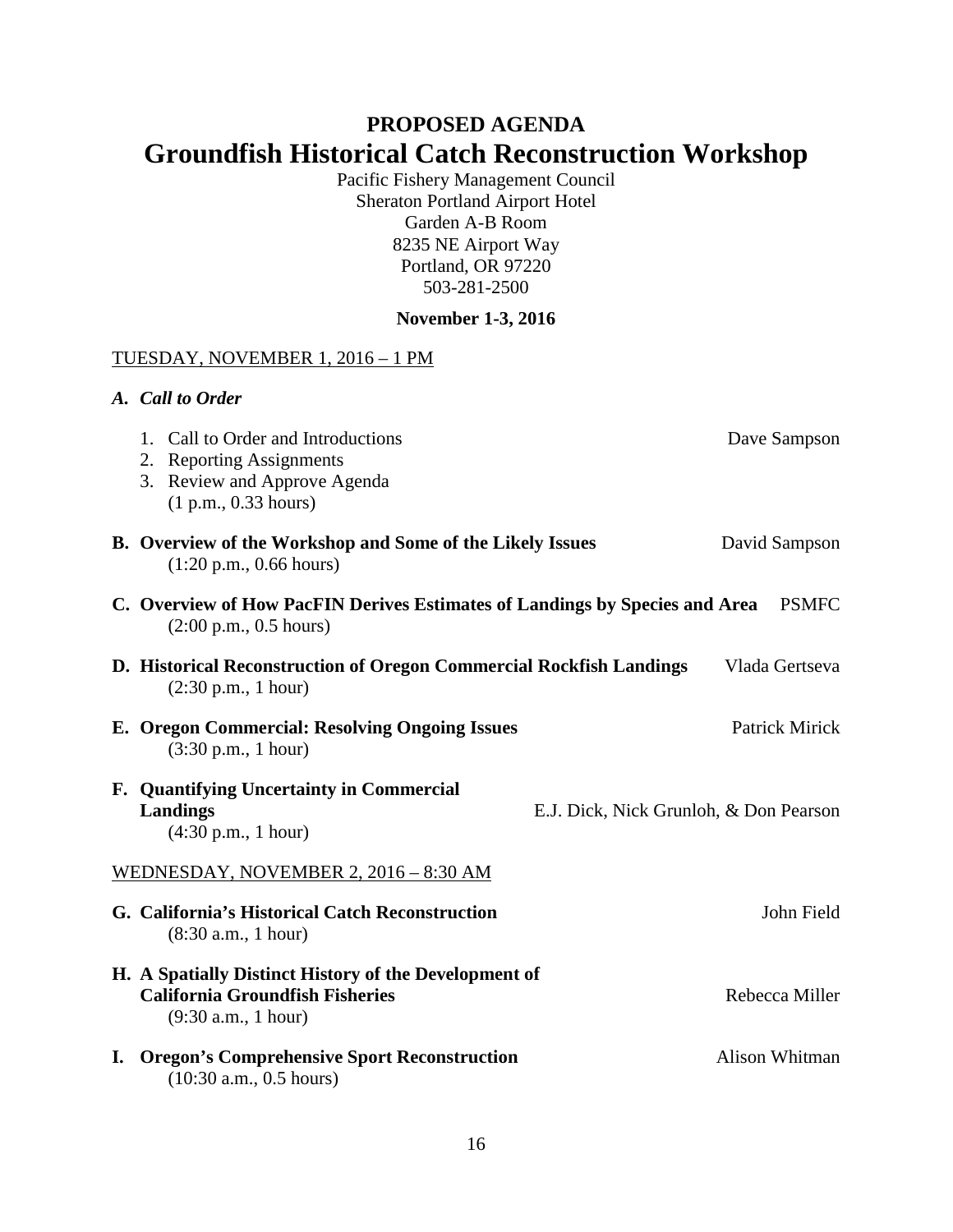# PROPOSED AGENDA

# Groundfish Historical Catch Reconstruction Workshop

Pacific Fishery Management Council
Sheraton Portland Airport Hotel
Garden A-B Room
8235 NE Airport Way
Portland, OR 97220
503-281-2500

**November 1-3, 2016**

<u>TUESDAY, NOVEMBER 1, 2016 – 1 PM</u>

***A. Call to Order***

1. Call to Order and Introductions — Dave Sampson
2. Reporting Assignments
3. Review and Approve Agenda
   (1 p.m., 0.33 hours)

**B. Overview of the Workshop and Some of the Likely Issues** — David Sampson
(1:20 p.m., 0.66 hours)

**C. Overview of How PacFIN Derives Estimates of Landings by Species and Area** — PSMFC
(2:00 p.m., 0.5 hours)

**D. Historical Reconstruction of Oregon Commercial Rockfish Landings** — Vlada Gertseva
(2:30 p.m., 1 hour)

**E. Oregon Commercial: Resolving Ongoing Issues** — Patrick Mirick
(3:30 p.m., 1 hour)

**F. Quantifying Uncertainty in Commercial Landings** — E.J. Dick, Nick Grunloh, & Don Pearson
(4:30 p.m., 1 hour)

<u>WEDNESDAY, NOVEMBER 2, 2016 – 8:30 AM</u>

**G. California's Historical Catch Reconstruction** — John Field
(8:30 a.m., 1 hour)

**H. A Spatially Distinct History of the Development of California Groundfish Fisheries** — Rebecca Miller
(9:30 a.m., 1 hour)

**I. Oregon's Comprehensive Sport Reconstruction** — Alison Whitman
(10:30 a.m., 0.5 hours)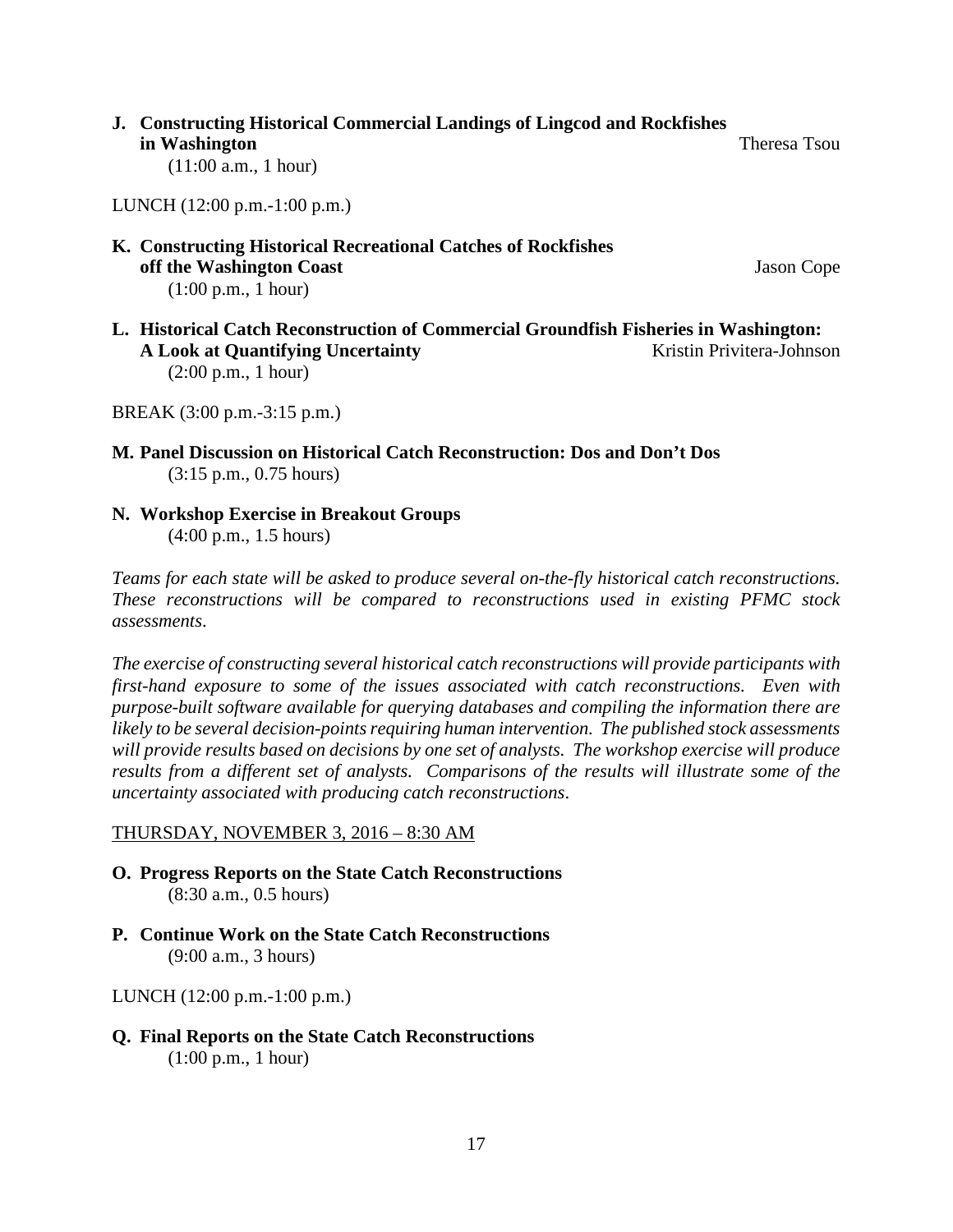**J. Constructing Historical Commercial Landings of Lingcod and Rockfishes in Washington** Theresa Tsou
(11:00 a.m., 1 hour)

LUNCH (12:00 p.m.-1:00 p.m.)

**K. Constructing Historical Recreational Catches of Rockfishes off the Washington Coast** Jason Cope
(1:00 p.m., 1 hour)

**L. Historical Catch Reconstruction of Commercial Groundfish Fisheries in Washington: A Look at Quantifying Uncertainty** Kristin Privitera-Johnson
(2:00 p.m., 1 hour)

BREAK (3:00 p.m.-3:15 p.m.)

**M. Panel Discussion on Historical Catch Reconstruction: Dos and Don't Dos**
(3:15 p.m., 0.75 hours)

**N. Workshop Exercise in Breakout Groups**
(4:00 p.m., 1.5 hours)

*Teams for each state will be asked to produce several on-the-fly historical catch reconstructions. These reconstructions will be compared to reconstructions used in existing PFMC stock assessments.*

*The exercise of constructing several historical catch reconstructions will provide participants with first-hand exposure to some of the issues associated with catch reconstructions. Even with purpose-built software available for querying databases and compiling the information there are likely to be several decision-points requiring human intervention. The published stock assessments will provide results based on decisions by one set of analysts. The workshop exercise will produce results from a different set of analysts. Comparisons of the results will illustrate some of the uncertainty associated with producing catch reconstructions.*

THURSDAY, NOVEMBER 3, 2016 – 8:30 AM

**O. Progress Reports on the State Catch Reconstructions**
(8:30 a.m., 0.5 hours)

**P. Continue Work on the State Catch Reconstructions**
(9:00 a.m., 3 hours)

LUNCH (12:00 p.m.-1:00 p.m.)

**Q. Final Reports on the State Catch Reconstructions**
(1:00 p.m., 1 hour)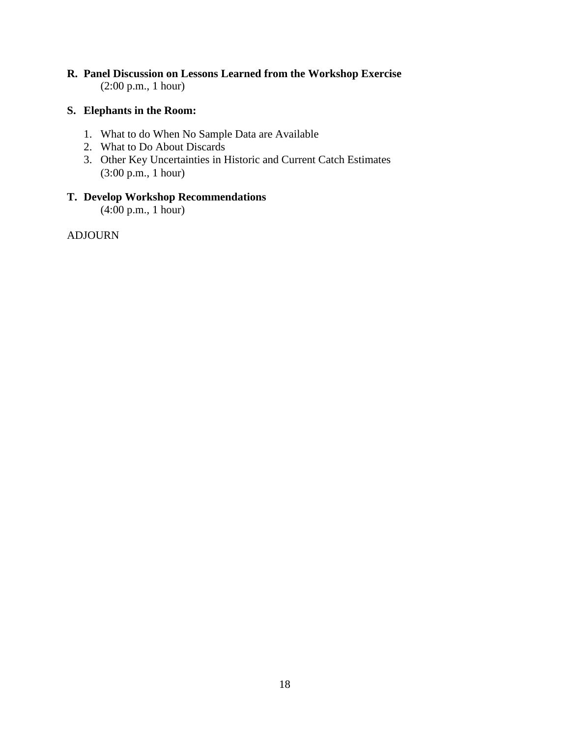**R. Panel Discussion on Lessons Learned from the Workshop Exercise**
(2:00 p.m., 1 hour)

**S. Elephants in the Room:**

1. What to do When No Sample Data are Available
2. What to Do About Discards
3. Other Key Uncertainties in Historic and Current Catch Estimates
(3:00 p.m., 1 hour)

**T. Develop Workshop Recommendations**
(4:00 p.m., 1 hour)

ADJOURN